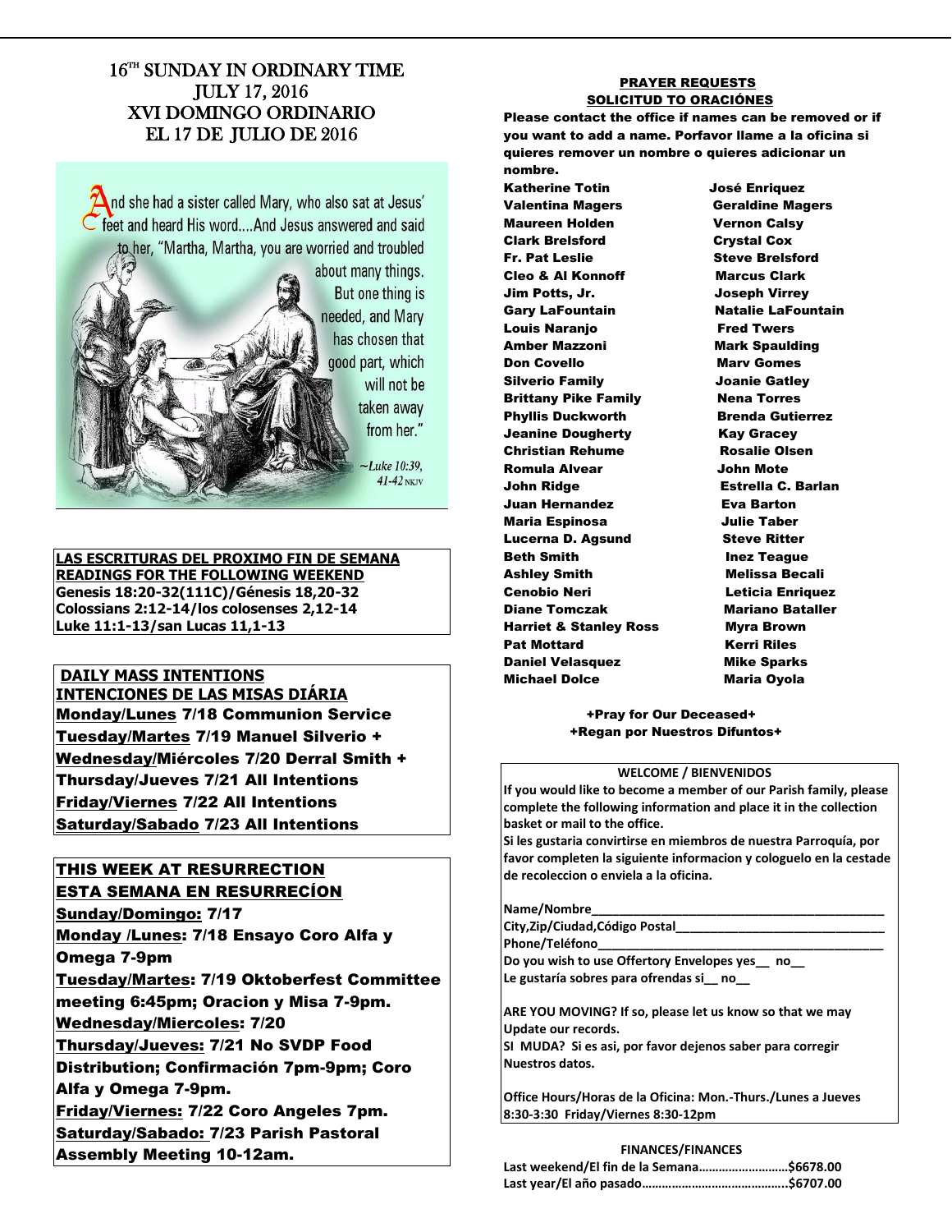# 16[TH] SUNDAY IN ORDINARY TIME
# JULY 17, 2016
# XVI DOMINGO ORDINARIO
# EL 17 DE JULIO DE 2016

And she had a sister called Mary, who also sat at Jesus' feet and heard His word....And Jesus answered and said to her, "Martha, Martha, you are worried and troubled about many things. But one thing is needed, and Mary has chosen that good part, which will not be taken away from her."

~Luke 10:39, 41-42 NKJV

**LAS ESCRITURAS DEL PROXIMO FIN DE SEMANA**
**READINGS FOR THE FOLLOWING WEEKEND**
**Genesis 18:20-32(111C)/Génesis 18,20-32**
**Colossians 2:12-14/los colosenses 2,12-14**
**Luke 11:1-13/san Lucas 11,1-13**

**DAILY MASS INTENTIONS**
**INTENCIONES DE LAS MISAS DIÁRIA**

**Monday/Lunes 7/18 Communion Service**
**Tuesday/Martes 7/19 Manuel Silverio +**
**Wednesday/Miércoles 7/20 Derral Smith +**
**Thursday/Jueves 7/21 All Intentions**
**Friday/Viernes 7/22 All Intentions**
**Saturday/Sabado 7/23 All Intentions**

**THIS WEEK AT RESURRECTION**
**ESTA SEMANA EN RESURRECÍON**

**Sunday/Domingo: 7/17**
**Monday /Lunes: 7/18 Ensayo Coro Alfa y Omega 7-9pm**
**Tuesday/Martes: 7/19 Oktoberfest Committee meeting 6:45pm; Oracion y Misa 7-9pm.**
**Wednesday/Miercoles: 7/20**
**Thursday/Jueves: 7/21 No SVDP Food Distribution; Confirmación 7pm-9pm; Coro Alfa y Omega 7-9pm.**
**Friday/Viernes: 7/22 Coro Angeles 7pm.**
**Saturday/Sabado: 7/23 Parish Pastoral Assembly Meeting 10-12am.**

**PRAYER REQUESTS**
**SOLICITUD TO ORACIÓNES**

**Please contact the office if names can be removed or if you want to add a name. Porfavor llame a la oficina si quieres remover un nombre o quieres adicionar un nombre.**

| | |
|---|---|
| Katherine Totin | José Enriquez |
| Valentina Magers | Geraldine Magers |
| Maureen Holden | Vernon Calsy |
| Clark Brelsford | Crystal Cox |
| Fr. Pat Leslie | Steve Brelsford |
| Cleo & Al Konnoff | Marcus Clark |
| Jim Potts, Jr. | Joseph Virrey |
| Gary LaFountain | Natalie LaFountain |
| Louis Naranjo | Fred Twers |
| Amber Mazzoni | Mark Spaulding |
| Don Covello | Marv Gomes |
| Silverio Family | Joanie Gatley |
| Brittany Pike Family | Nena Torres |
| Phyllis Duckworth | Brenda Gutierrez |
| Jeanine Dougherty | Kay Gracey |
| Christian Rehume | Rosalie Olsen |
| Romula Alvear | John Mote |
| John Ridge | Estrella C. Barlan |
| Juan Hernandez | Eva Barton |
| Maria Espinosa | Julie Taber |
| Lucerna D. Agsund | Steve Ritter |
| Beth Smith | Inez Teague |
| Ashley Smith | Melissa Becali |
| Cenobio Neri | Leticia Enriquez |
| Diane Tomczak | Mariano Bataller |
| Harriet & Stanley Ross | Myra Brown |
| Pat Mottard | Kerri Riles |
| Daniel Velasquez | Mike Sparks |
| Michael Dolce | Maria Oyola |

**+Pray for Our Deceased+**
**+Regan por Nuestros Difuntos+**

**WELCOME / BIENVENIDOS**

**If you would like to become a member of our Parish family, please complete the following information and place it in the collection basket or mail to the office.**
**Si les gustaria convirtirse en miembros de nuestra Parroquía, por favor completen la siguiente informacion y cologuelo en la cestade de recoleccion o enviela a la oficina.**

**Name/Nombre\_\_\_\_\_\_\_\_\_\_\_\_\_\_\_\_\_\_\_\_\_\_\_\_\_\_\_\_\_\_\_\_\_\_\_\_\_\_\_\_\_\_\_\_**
**City,Zip/Ciudad,Código Postal\_\_\_\_\_\_\_\_\_\_\_\_\_\_\_\_\_\_\_\_\_\_\_\_\_\_\_\_\_\_**
**Phone/Teléfono\_\_\_\_\_\_\_\_\_\_\_\_\_\_\_\_\_\_\_\_\_\_\_\_\_\_\_\_\_\_\_\_\_\_\_\_\_\_\_\_\_\_\_**
**Do you wish to use Offertory Envelopes yes\_\_ no\_\_**
**Le gustaría sobres para ofrendas si\_\_ no\_\_**

**ARE YOU MOVING? If so, please let us know so that we may Update our records.**
**SI MUDA? Si es asi, por favor dejenos saber para corregir Nuestros datos.**

**Office Hours/Horas de la Oficina: Mon.-Thurs./Lunes a Jueves 8:30-3:30 Friday/Viernes 8:30-12pm**

**FINANCES/FINANCES**

**Last weekend/El fin de la Semana……………………..$6678.00**
**Last year/El año pasado……………………………………..$6707.00**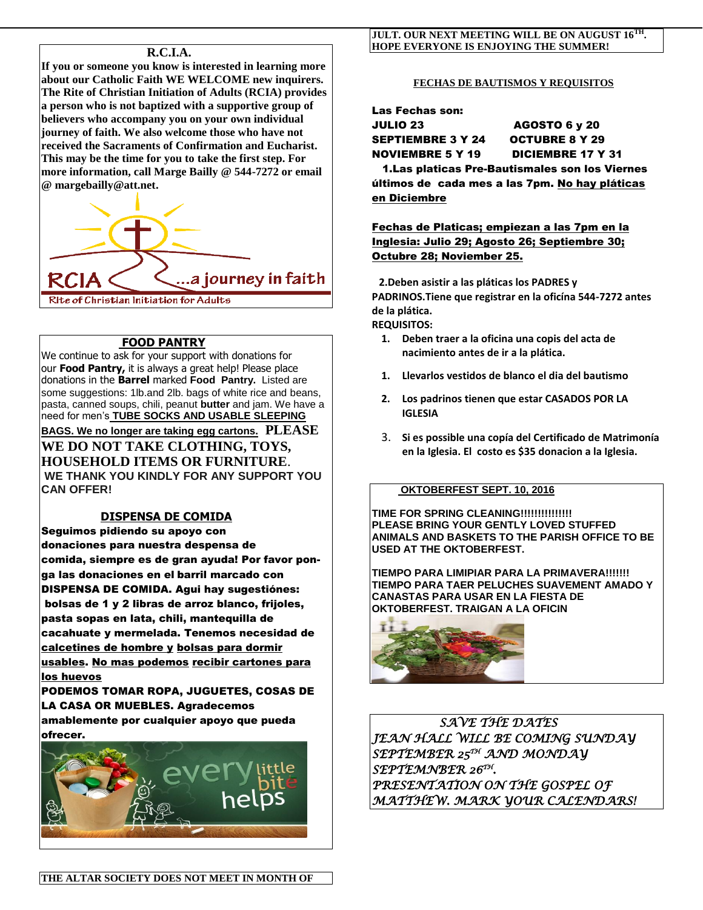## R.C.I.A.

**If you or someone you know is interested in learning more about our Catholic Faith WE WELCOME new inquirers. The Rite of Christian Initiation of Adults (RCIA) provides a person who is not baptized with a supportive group of believers who accompany you on your own individual journey of faith. We also welcome those who have not received the Sacraments of Confirmation and Eucharist. This may be the time for you to take the first step. For more information, call Marge Bailly @ 544-7272 or email @ margebailly@att.net.**

RCIA ...a journey in faith

Rite of Christian Initiation for Adults

## FOOD PANTRY

We continue to ask for your support with donations for our **Food Pantry,** it is always a great help! Please place donations in the **Barrel** marked **Food Pantry.** Listed are some suggestions: 1lb.and 2lb. bags of white rice and beans, pasta, canned soups, chili, peanut **butter** and jam. We have a need for men's **TUBE SOCKS AND USABLE SLEEPING BAGS. We no longer are taking egg cartons.** **PLEASE WE DO NOT TAKE CLOTHING, TOYS, HOUSEHOLD ITEMS OR FURNITURE.**

**WE THANK YOU KINDLY FOR ANY SUPPORT YOU CAN OFFER!**

## DISPENSA DE COMIDA

**Seguimos pidiendo su apoyo con donaciones para nuestra despensa de comida, siempre es de gran ayuda! Por favor ponga las donaciones en el barril marcado con DISPENSA DE COMIDA. Agui hay sugestiónes: bolsas de 1 y 2 libras de arroz blanco, frijoles, pasta sopas en lata, chili, mantequilla de cacahuate y mermelada. Tenemos necesidad de calcetines de hombre y bolsas para dormir usables. No mas podemos recibir cartones para los huevos**

**PODEMOS TOMAR ROPA, JUGUETES, COSAS DE LA CASA OR MUEBLES. Agradecemos amablemente por cualquier apoyo que pueda ofrecer.**

every little bite helps

**THE ALTAR SOCIETY DOES NOT MEET IN MONTH OF JULT. OUR NEXT MEETING WILL BE ON AUGUST 16TH. HOPE EVERYONE IS ENJOYING THE SUMMER!**

### FECHAS DE BAUTISMOS Y REQUISITOS

**Las Fechas son:**

| | |
|---|---|
| **JULIO 23** | **AGOSTO 6 y 20** |
| **SEPTIEMBRE 3 Y 24** | **OCTUBRE 8 Y 29** |
| **NOVIEMBRE 5 Y 19** | **DICIEMBRE 17 Y 31** |

**1.Las platicas Pre-Bautismales son los Viernes últimos de cada mes a las 7pm. No hay pláticas en Diciembre**

**Fechas de Platicas; empiezan a las 7pm en la Inglesia: Julio 29; Agosto 26; Septiembre 30; Octubre 28; Noviember 25.**

**2.Deben asistir a las pláticas los PADRES y PADRINOS.Tiene que registrar en la ofícína 544-7272 antes de la plática.**

**REQUISITOS:**

1. **Deben traer a la oficina una copis del acta de nacimiento antes de ir a la plática.**
1. **Llevarlos vestidos de blanco el dia del bautismo**
2. **Los padrinos tienen que estar CASADOS POR LA IGLESIA**
3. **Si es possible una copía del Certificado de Matrimonía en la Iglesia. El costo es $35 donacion a la Iglesia.**

### OKTOBERFEST SEPT. 10, 2016

**TIME FOR SPRING CLEANING!!!!!!!!!!!!!! PLEASE BRING YOUR GENTLY LOVED STUFFED ANIMALS AND BASKETS TO THE PARISH OFFICE TO BE USED AT THE OKTOBERFEST.**

**TIEMPO PARA LIMIPIAR PARA LA PRIMAVERA!!!!!! TIEMPO PARA TAER PELUCHES SUAVEMENT AMADO Y CANASTAS PARA USAR EN LA FIESTA DE OKTOBERFEST. TRAIGAN A LA OFICIN**

*SAVE THE DATES*

*JEAN HALL WILL BE COMING SUNDAY SEPTEMBER 25TH AND MONDAY SEPTEMNBER 26TH.*

*PRESENTATION ON THE GOSPEL OF MATTHEW. MARK YOUR CALENDARS!*